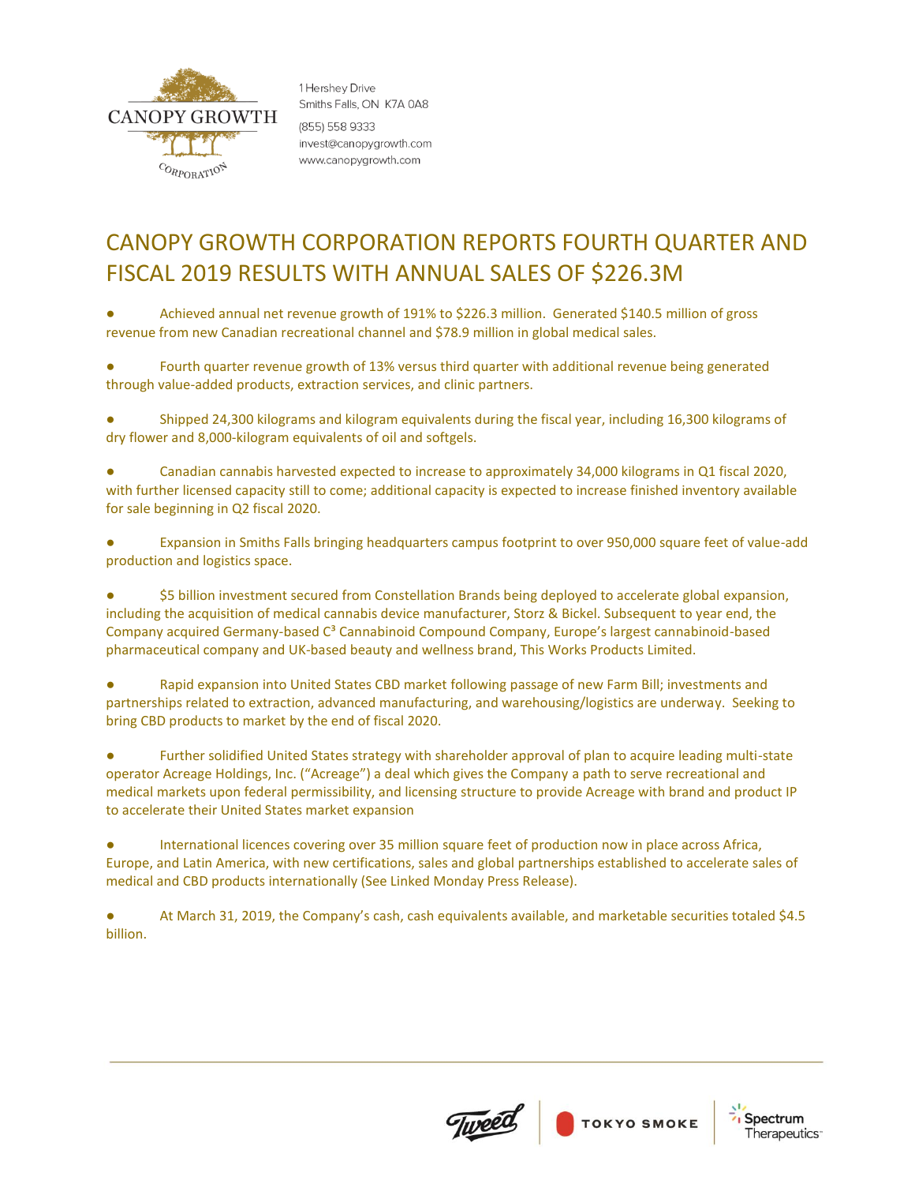CANOPY GROWTH CORPORATION

1 Hershey Drive
Smiths Falls, ON K7A 0A8
(855) 558 9333
invest@canopygrowth.com
www.canopygrowth.com

# CANOPY GROWTH CORPORATION REPORTS FOURTH QUARTER AND FISCAL 2019 RESULTS WITH ANNUAL SALES OF $226.3M

- Achieved annual net revenue growth of 191% to $226.3 million. Generated $140.5 million of gross revenue from new Canadian recreational channel and $78.9 million in global medical sales.

- Fourth quarter revenue growth of 13% versus third quarter with additional revenue being generated through value-added products, extraction services, and clinic partners.

- Shipped 24,300 kilograms and kilogram equivalents during the fiscal year, including 16,300 kilograms of dry flower and 8,000-kilogram equivalents of oil and softgels.

- Canadian cannabis harvested expected to increase to approximately 34,000 kilograms in Q1 fiscal 2020, with further licensed capacity still to come; additional capacity is expected to increase finished inventory available for sale beginning in Q2 fiscal 2020.

- Expansion in Smiths Falls bringing headquarters campus footprint to over 950,000 square feet of value-add production and logistics space.

- $5 billion investment secured from Constellation Brands being deployed to accelerate global expansion, including the acquisition of medical cannabis device manufacturer, Storz & Bickel. Subsequent to year end, the Company acquired Germany-based C³ Cannabinoid Compound Company, Europe's largest cannabinoid-based pharmaceutical company and UK-based beauty and wellness brand, This Works Products Limited.

- Rapid expansion into United States CBD market following passage of new Farm Bill; investments and partnerships related to extraction, advanced manufacturing, and warehousing/logistics are underway. Seeking to bring CBD products to market by the end of fiscal 2020.

- Further solidified United States strategy with shareholder approval of plan to acquire leading multi-state operator Acreage Holdings, Inc. ("Acreage") a deal which gives the Company a path to serve recreational and medical markets upon federal permissibility, and licensing structure to provide Acreage with brand and product IP to accelerate their United States market expansion

- International licences covering over 35 million square feet of production now in place across Africa, Europe, and Latin America, with new certifications, sales and global partnerships established to accelerate sales of medical and CBD products internationally (See Linked Monday Press Release).

- At March 31, 2019, the Company's cash, cash equivalents available, and marketable securities totaled $4.5 billion.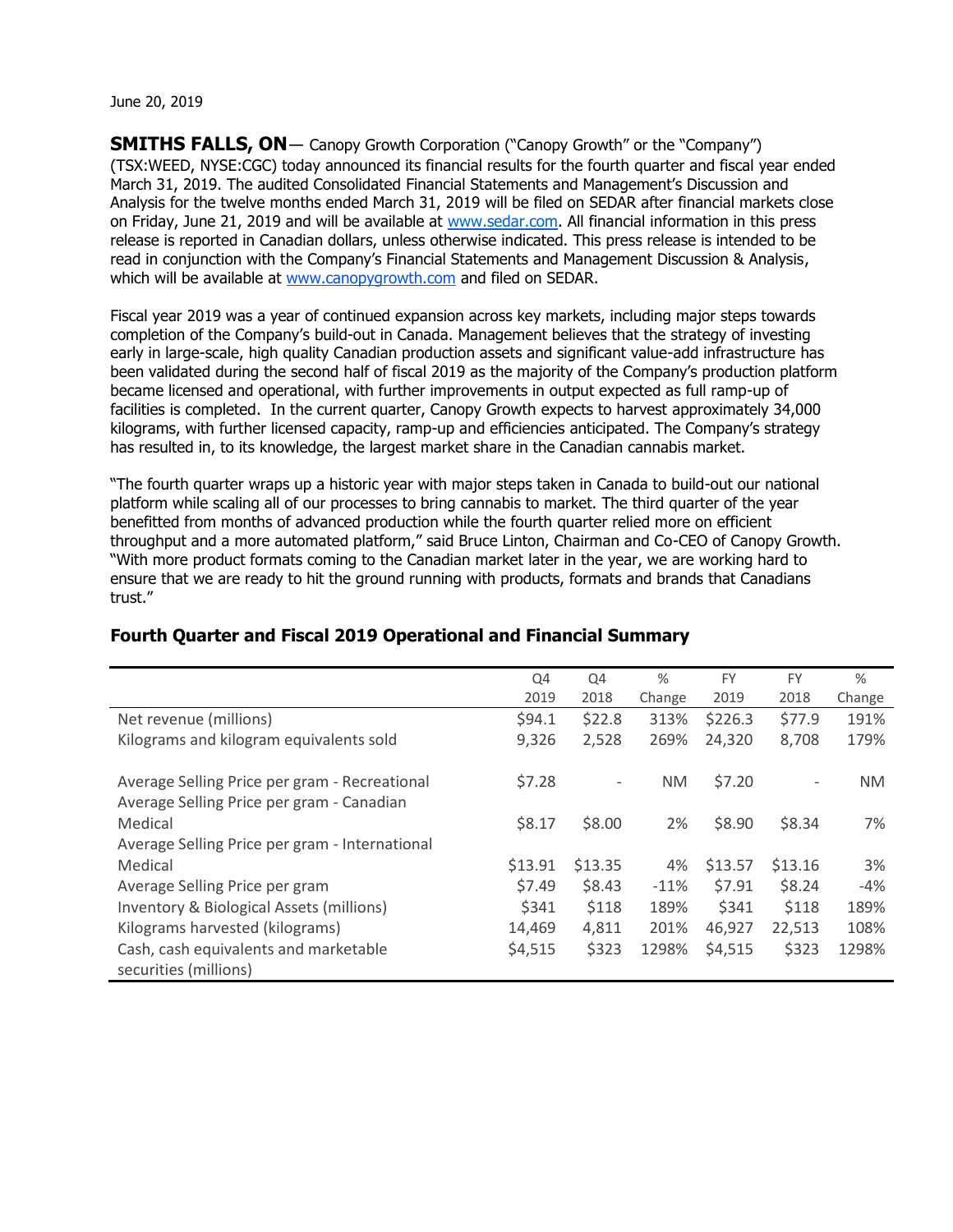June 20, 2019

**SMITHS FALLS, ON**— Canopy Growth Corporation ("Canopy Growth" or the "Company") (TSX:WEED, NYSE:CGC) today announced its financial results for the fourth quarter and fiscal year ended March 31, 2019. The audited Consolidated Financial Statements and Management's Discussion and Analysis for the twelve months ended March 31, 2019 will be filed on SEDAR after financial markets close on Friday, June 21, 2019 and will be available at www.sedar.com. All financial information in this press release is reported in Canadian dollars, unless otherwise indicated. This press release is intended to be read in conjunction with the Company's Financial Statements and Management Discussion & Analysis, which will be available at www.canopygrowth.com and filed on SEDAR.

Fiscal year 2019 was a year of continued expansion across key markets, including major steps towards completion of the Company's build-out in Canada. Management believes that the strategy of investing early in large-scale, high quality Canadian production assets and significant value-add infrastructure has been validated during the second half of fiscal 2019 as the majority of the Company's production platform became licensed and operational, with further improvements in output expected as full ramp-up of facilities is completed. In the current quarter, Canopy Growth expects to harvest approximately 34,000 kilograms, with further licensed capacity, ramp-up and efficiencies anticipated. The Company's strategy has resulted in, to its knowledge, the largest market share in the Canadian cannabis market.

"The fourth quarter wraps up a historic year with major steps taken in Canada to build-out our national platform while scaling all of our processes to bring cannabis to market. The third quarter of the year benefitted from months of advanced production while the fourth quarter relied more on efficient throughput and a more automated platform," said Bruce Linton, Chairman and Co-CEO of Canopy Growth. "With more product formats coming to the Canadian market later in the year, we are working hard to ensure that we are ready to hit the ground running with products, formats and brands that Canadians trust."

## Fourth Quarter and Fiscal 2019 Operational and Financial Summary

| | Q4 2019 | Q4 2018 | % Change | FY 2019 | FY 2018 | % Change |
|---|---|---|---|---|---|---|
| Net revenue (millions) | $94.1 | $22.8 | 313% | $226.3 | $77.9 | 191% |
| Kilograms and kilogram equivalents sold | 9,326 | 2,528 | 269% | 24,320 | 8,708 | 179% |
| Average Selling Price per gram - Recreational | $7.28 | - | NM | $7.20 | - | NM |
| Average Selling Price per gram - Canadian Medical | $8.17 | $8.00 | 2% | $8.90 | $8.34 | 7% |
| Average Selling Price per gram - International Medical | $13.91 | $13.35 | 4% | $13.57 | $13.16 | 3% |
| Average Selling Price per gram | $7.49 | $8.43 | -11% | $7.91 | $8.24 | -4% |
| Inventory & Biological Assets (millions) | $341 | $118 | 189% | $341 | $118 | 189% |
| Kilograms harvested (kilograms) | 14,469 | 4,811 | 201% | 46,927 | 22,513 | 108% |
| Cash, cash equivalents and marketable securities (millions) | $4,515 | $323 | 1298% | $4,515 | $323 | 1298% |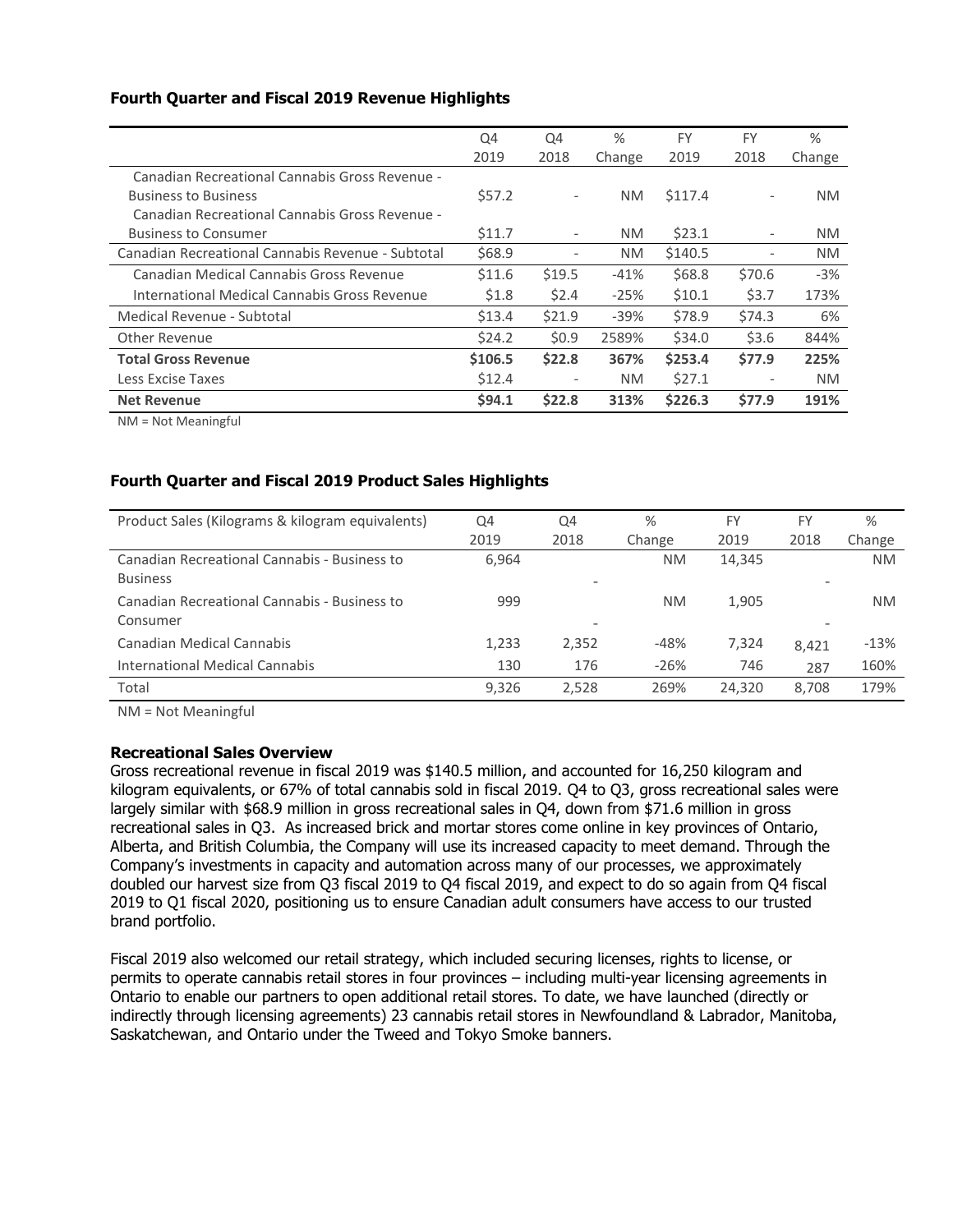### Fourth Quarter and Fiscal 2019 Revenue Highlights

| | Q4 2019 | Q4 2018 | % Change | FY 2019 | FY 2018 | % Change |
|---|---|---|---|---|---|---|
| Canadian Recreational Cannabis Gross Revenue - Business to Business | $57.2 | - | NM | $117.4 | - | NM |
| Canadian Recreational Cannabis Gross Revenue - Business to Consumer | $11.7 | - | NM | $23.1 | - | NM |
| Canadian Recreational Cannabis Revenue - Subtotal | $68.9 | - | NM | $140.5 | - | NM |
| Canadian Medical Cannabis Gross Revenue | $11.6 | $19.5 | -41% | $68.8 | $70.6 | -3% |
| International Medical Cannabis Gross Revenue | $1.8 | $2.4 | -25% | $10.1 | $3.7 | 173% |
| Medical Revenue - Subtotal | $13.4 | $21.9 | -39% | $78.9 | $74.3 | 6% |
| Other Revenue | $24.2 | $0.9 | 2589% | $34.0 | $3.6 | 844% |
| **Total Gross Revenue** | **$106.5** | **$22.8** | **367%** | **$253.4** | **$77.9** | **225%** |
| Less Excise Taxes | $12.4 | - | NM | $27.1 | - | NM |
| **Net Revenue** | **$94.1** | **$22.8** | **313%** | **$226.3** | **$77.9** | **191%** |

NM = Not Meaningful

### Fourth Quarter and Fiscal 2019 Product Sales Highlights

| Product Sales (Kilograms & kilogram equivalents) | Q4 2019 | Q4 2018 | % Change | FY 2019 | FY 2018 | % Change |
|---|---|---|---|---|---|---|
| Canadian Recreational Cannabis - Business to Business | 6,964 | - | NM | 14,345 | - | NM |
| Canadian Recreational Cannabis - Business to Consumer | 999 | - | NM | 1,905 | - | NM |
| Canadian Medical Cannabis | 1,233 | 2,352 | -48% | 7,324 | 8,421 | -13% |
| International Medical Cannabis | 130 | 176 | -26% | 746 | 287 | 160% |
| Total | 9,326 | 2,528 | 269% | 24,320 | 8,708 | 179% |

NM = Not Meaningful

### Recreational Sales Overview

Gross recreational revenue in fiscal 2019 was $140.5 million, and accounted for 16,250 kilogram and kilogram equivalents, or 67% of total cannabis sold in fiscal 2019. Q4 to Q3, gross recreational sales were largely similar with $68.9 million in gross recreational sales in Q4, down from $71.6 million in gross recreational sales in Q3. As increased brick and mortar stores come online in key provinces of Ontario, Alberta, and British Columbia, the Company will use its increased capacity to meet demand. Through the Company's investments in capacity and automation across many of our processes, we approximately doubled our harvest size from Q3 fiscal 2019 to Q4 fiscal 2019, and expect to do so again from Q4 fiscal 2019 to Q1 fiscal 2020, positioning us to ensure Canadian adult consumers have access to our trusted brand portfolio.

Fiscal 2019 also welcomed our retail strategy, which included securing licenses, rights to license, or permits to operate cannabis retail stores in four provinces – including multi-year licensing agreements in Ontario to enable our partners to open additional retail stores. To date, we have launched (directly or indirectly through licensing agreements) 23 cannabis retail stores in Newfoundland & Labrador, Manitoba, Saskatchewan, and Ontario under the Tweed and Tokyo Smoke banners.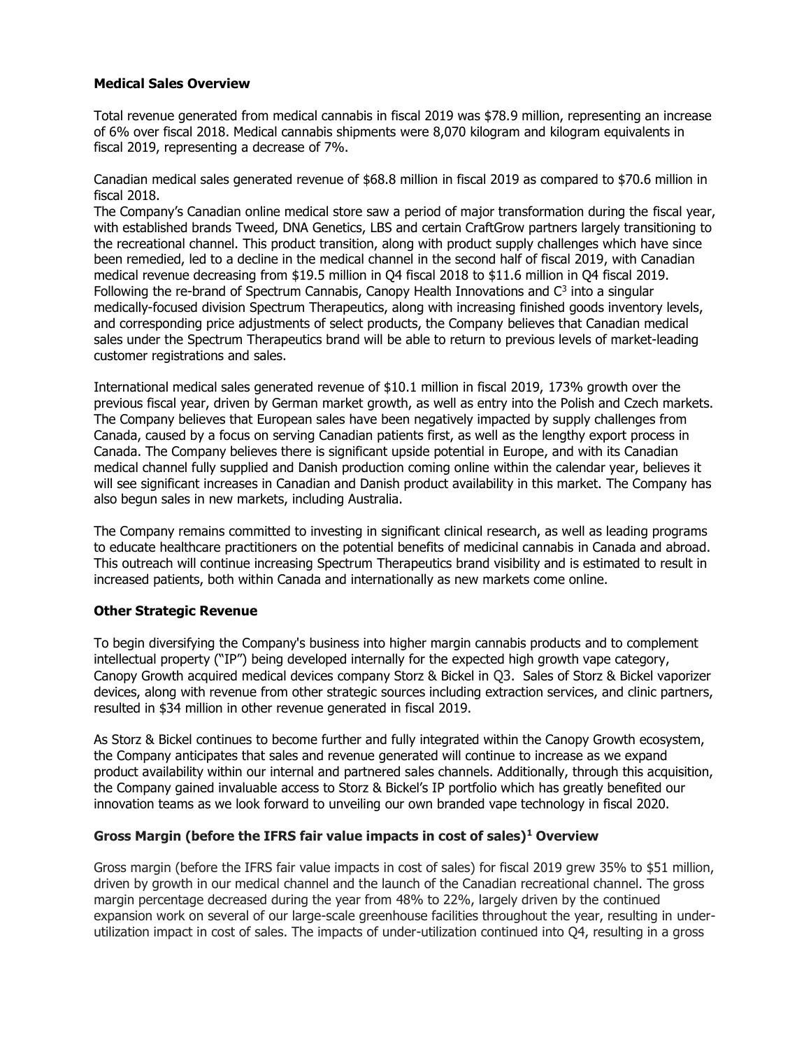**Medical Sales Overview**

Total revenue generated from medical cannabis in fiscal 2019 was $78.9 million, representing an increase of 6% over fiscal 2018. Medical cannabis shipments were 8,070 kilogram and kilogram equivalents in fiscal 2019, representing a decrease of 7%.

Canadian medical sales generated revenue of $68.8 million in fiscal 2019 as compared to $70.6 million in fiscal 2018.

The Company's Canadian online medical store saw a period of major transformation during the fiscal year, with established brands Tweed, DNA Genetics, LBS and certain CraftGrow partners largely transitioning to the recreational channel. This product transition, along with product supply challenges which have since been remedied, led to a decline in the medical channel in the second half of fiscal 2019, with Canadian medical revenue decreasing from $19.5 million in Q4 fiscal 2018 to $11.6 million in Q4 fiscal 2019. Following the re-brand of Spectrum Cannabis, Canopy Health Innovations and $C^3$ into a singular medically-focused division Spectrum Therapeutics, along with increasing finished goods inventory levels, and corresponding price adjustments of select products, the Company believes that Canadian medical sales under the Spectrum Therapeutics brand will be able to return to previous levels of market-leading customer registrations and sales.

International medical sales generated revenue of $10.1 million in fiscal 2019, 173% growth over the previous fiscal year, driven by German market growth, as well as entry into the Polish and Czech markets. The Company believes that European sales have been negatively impacted by supply challenges from Canada, caused by a focus on serving Canadian patients first, as well as the lengthy export process in Canada. The Company believes there is significant upside potential in Europe, and with its Canadian medical channel fully supplied and Danish production coming online within the calendar year, believes it will see significant increases in Canadian and Danish product availability in this market. The Company has also begun sales in new markets, including Australia.

The Company remains committed to investing in significant clinical research, as well as leading programs to educate healthcare practitioners on the potential benefits of medicinal cannabis in Canada and abroad. This outreach will continue increasing Spectrum Therapeutics brand visibility and is estimated to result in increased patients, both within Canada and internationally as new markets come online.

**Other Strategic Revenue**

To begin diversifying the Company's business into higher margin cannabis products and to complement intellectual property ("IP") being developed internally for the expected high growth vape category, Canopy Growth acquired medical devices company Storz & Bickel in Q3. Sales of Storz & Bickel vaporizer devices, along with revenue from other strategic sources including extraction services, and clinic partners, resulted in $34 million in other revenue generated in fiscal 2019.

As Storz & Bickel continues to become further and fully integrated within the Canopy Growth ecosystem, the Company anticipates that sales and revenue generated will continue to increase as we expand product availability within our internal and partnered sales channels. Additionally, through this acquisition, the Company gained invaluable access to Storz & Bickel's IP portfolio which has greatly benefited our innovation teams as we look forward to unveiling our own branded vape technology in fiscal 2020.

**Gross Margin (before the IFRS fair value impacts in cost of sales)[1] Overview**

Gross margin (before the IFRS fair value impacts in cost of sales) for fiscal 2019 grew 35% to $51 million, driven by growth in our medical channel and the launch of the Canadian recreational channel. The gross margin percentage decreased during the year from 48% to 22%, largely driven by the continued expansion work on several of our large-scale greenhouse facilities throughout the year, resulting in under-utilization impact in cost of sales. The impacts of under-utilization continued into Q4, resulting in a gross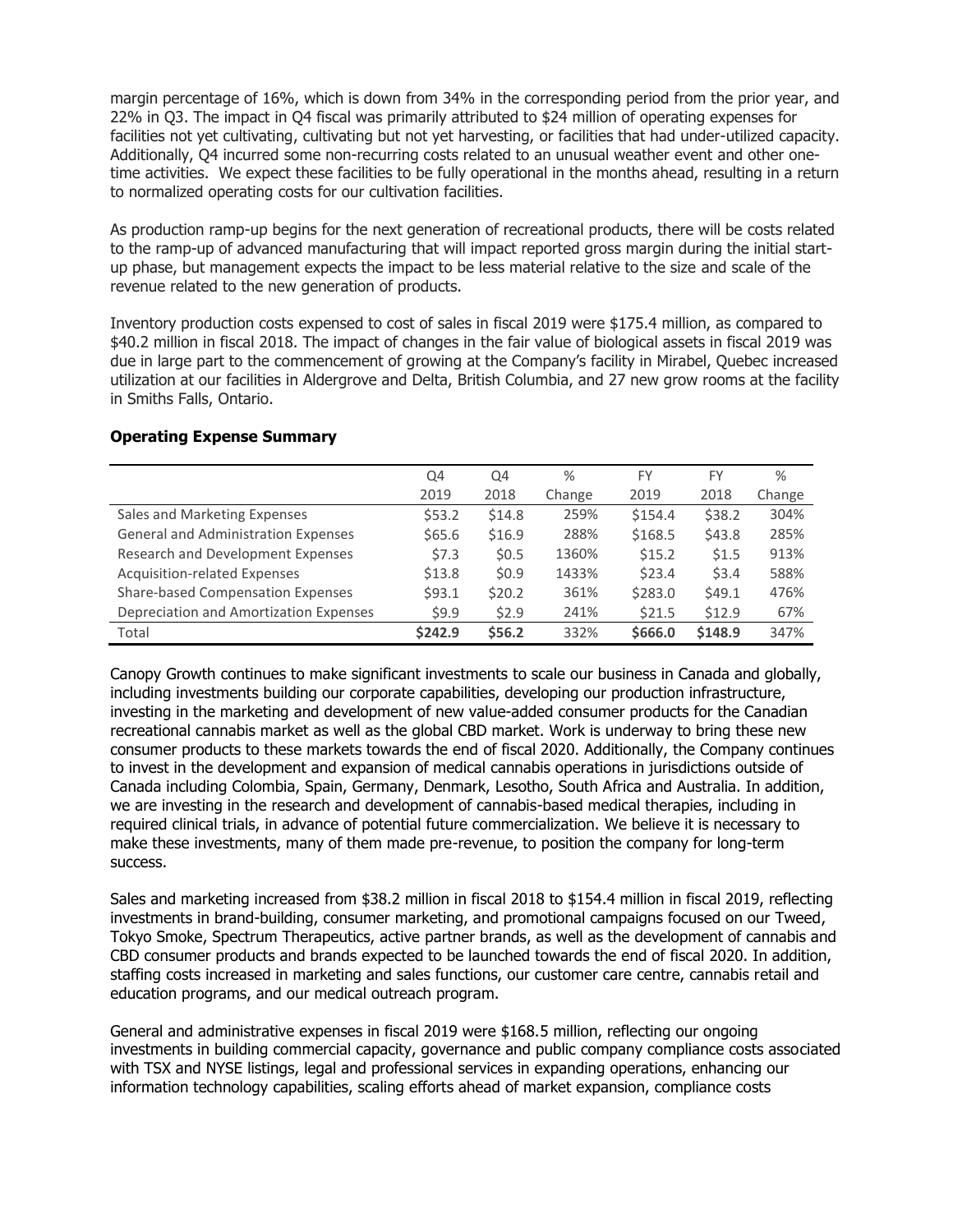margin percentage of 16%, which is down from 34% in the corresponding period from the prior year, and 22% in Q3. The impact in Q4 fiscal was primarily attributed to $24 million of operating expenses for facilities not yet cultivating, cultivating but not yet harvesting, or facilities that had under-utilized capacity. Additionally, Q4 incurred some non-recurring costs related to an unusual weather event and other one-time activities. We expect these facilities to be fully operational in the months ahead, resulting in a return to normalized operating costs for our cultivation facilities.

As production ramp-up begins for the next generation of recreational products, there will be costs related to the ramp-up of advanced manufacturing that will impact reported gross margin during the initial start-up phase, but management expects the impact to be less material relative to the size and scale of the revenue related to the new generation of products.

Inventory production costs expensed to cost of sales in fiscal 2019 were $175.4 million, as compared to $40.2 million in fiscal 2018. The impact of changes in the fair value of biological assets in fiscal 2019 was due in large part to the commencement of growing at the Company's facility in Mirabel, Quebec increased utilization at our facilities in Aldergrove and Delta, British Columbia, and 27 new grow rooms at the facility in Smiths Falls, Ontario.

**Operating Expense Summary**

| | Q4 2019 | Q4 2018 | % Change | FY 2019 | FY 2018 | % Change |
|---|---|---|---|---|---|---|
| Sales and Marketing Expenses | $53.2 | $14.8 | 259% | $154.4 | $38.2 | 304% |
| General and Administration Expenses | $65.6 | $16.9 | 288% | $168.5 | $43.8 | 285% |
| Research and Development Expenses | $7.3 | $0.5 | 1360% | $15.2 | $1.5 | 913% |
| Acquisition-related Expenses | $13.8 | $0.9 | 1433% | $23.4 | $3.4 | 588% |
| Share-based Compensation Expenses | $93.1 | $20.2 | 361% | $283.0 | $49.1 | 476% |
| Depreciation and Amortization Expenses | $9.9 | $2.9 | 241% | $21.5 | $12.9 | 67% |
| Total | **$242.9** | **$56.2** | 332% | **$666.0** | **$148.9** | 347% |

Canopy Growth continues to make significant investments to scale our business in Canada and globally, including investments building our corporate capabilities, developing our production infrastructure, investing in the marketing and development of new value-added consumer products for the Canadian recreational cannabis market as well as the global CBD market. Work is underway to bring these new consumer products to these markets towards the end of fiscal 2020. Additionally, the Company continues to invest in the development and expansion of medical cannabis operations in jurisdictions outside of Canada including Colombia, Spain, Germany, Denmark, Lesotho, South Africa and Australia. In addition, we are investing in the research and development of cannabis-based medical therapies, including in required clinical trials, in advance of potential future commercialization. We believe it is necessary to make these investments, many of them made pre-revenue, to position the company for long-term success.

Sales and marketing increased from $38.2 million in fiscal 2018 to $154.4 million in fiscal 2019, reflecting investments in brand-building, consumer marketing, and promotional campaigns focused on our Tweed, Tokyo Smoke, Spectrum Therapeutics, active partner brands, as well as the development of cannabis and CBD consumer products and brands expected to be launched towards the end of fiscal 2020. In addition, staffing costs increased in marketing and sales functions, our customer care centre, cannabis retail and education programs, and our medical outreach program.

General and administrative expenses in fiscal 2019 were $168.5 million, reflecting our ongoing investments in building commercial capacity, governance and public company compliance costs associated with TSX and NYSE listings, legal and professional services in expanding operations, enhancing our information technology capabilities, scaling efforts ahead of market expansion, compliance costs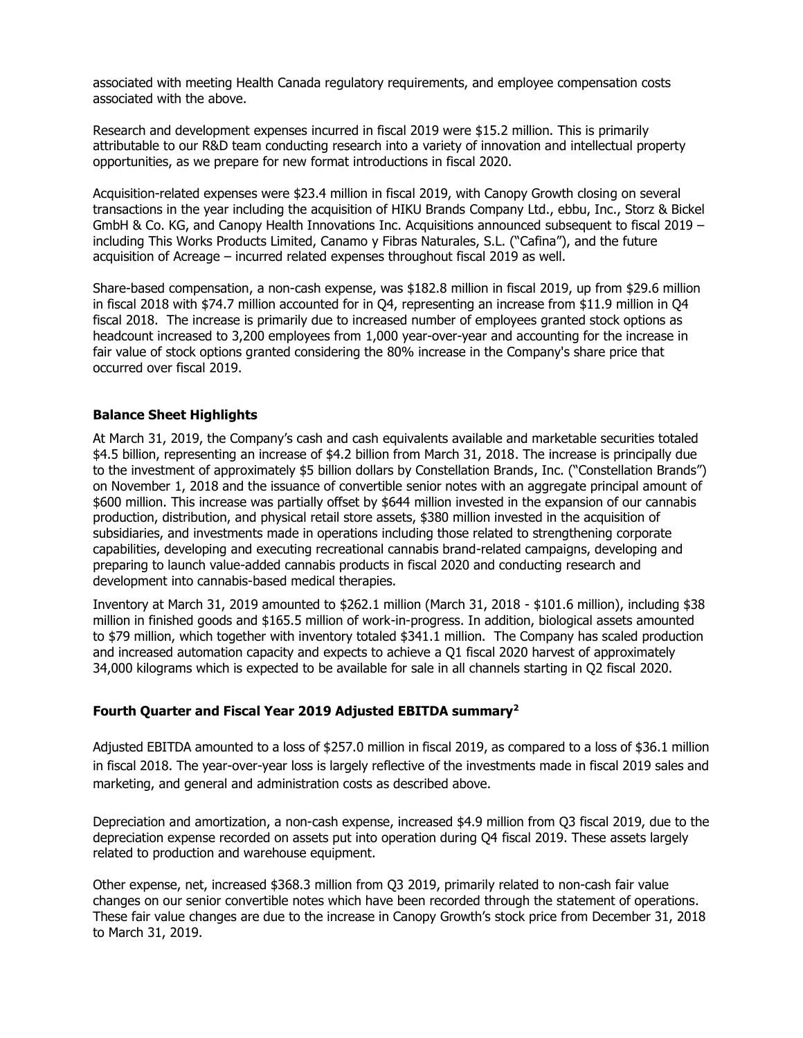associated with meeting Health Canada regulatory requirements, and employee compensation costs associated with the above.

Research and development expenses incurred in fiscal 2019 were $15.2 million. This is primarily attributable to our R&D team conducting research into a variety of innovation and intellectual property opportunities, as we prepare for new format introductions in fiscal 2020.

Acquisition-related expenses were $23.4 million in fiscal 2019, with Canopy Growth closing on several transactions in the year including the acquisition of HIKU Brands Company Ltd., ebbu, Inc., Storz & Bickel GmbH & Co. KG, and Canopy Health Innovations Inc. Acquisitions announced subsequent to fiscal 2019 – including This Works Products Limited, Canamo y Fibras Naturales, S.L. ("Cafina"), and the future acquisition of Acreage – incurred related expenses throughout fiscal 2019 as well.

Share-based compensation, a non-cash expense, was $182.8 million in fiscal 2019, up from $29.6 million in fiscal 2018 with $74.7 million accounted for in Q4, representing an increase from $11.9 million in Q4 fiscal 2018. The increase is primarily due to increased number of employees granted stock options as headcount increased to 3,200 employees from 1,000 year-over-year and accounting for the increase in fair value of stock options granted considering the 80% increase in the Company's share price that occurred over fiscal 2019.

### Balance Sheet Highlights

At March 31, 2019, the Company's cash and cash equivalents available and marketable securities totaled $4.5 billion, representing an increase of $4.2 billion from March 31, 2018. The increase is principally due to the investment of approximately $5 billion dollars by Constellation Brands, Inc. ("Constellation Brands") on November 1, 2018 and the issuance of convertible senior notes with an aggregate principal amount of $600 million. This increase was partially offset by $644 million invested in the expansion of our cannabis production, distribution, and physical retail store assets, $380 million invested in the acquisition of subsidiaries, and investments made in operations including those related to strengthening corporate capabilities, developing and executing recreational cannabis brand-related campaigns, developing and preparing to launch value-added cannabis products in fiscal 2020 and conducting research and development into cannabis-based medical therapies.

Inventory at March 31, 2019 amounted to $262.1 million (March 31, 2018 - $101.6 million), including $38 million in finished goods and $165.5 million of work-in-progress. In addition, biological assets amounted to $79 million, which together with inventory totaled $341.1 million. The Company has scaled production and increased automation capacity and expects to achieve a Q1 fiscal 2020 harvest of approximately 34,000 kilograms which is expected to be available for sale in all channels starting in Q2 fiscal 2020.

### Fourth Quarter and Fiscal Year 2019 Adjusted EBITDA summary[2]

Adjusted EBITDA amounted to a loss of $257.0 million in fiscal 2019, as compared to a loss of $36.1 million in fiscal 2018. The year-over-year loss is largely reflective of the investments made in fiscal 2019 sales and marketing, and general and administration costs as described above.

Depreciation and amortization, a non-cash expense, increased $4.9 million from Q3 fiscal 2019, due to the depreciation expense recorded on assets put into operation during Q4 fiscal 2019. These assets largely related to production and warehouse equipment.

Other expense, net, increased $368.3 million from Q3 2019, primarily related to non-cash fair value changes on our senior convertible notes which have been recorded through the statement of operations. These fair value changes are due to the increase in Canopy Growth's stock price from December 31, 2018 to March 31, 2019.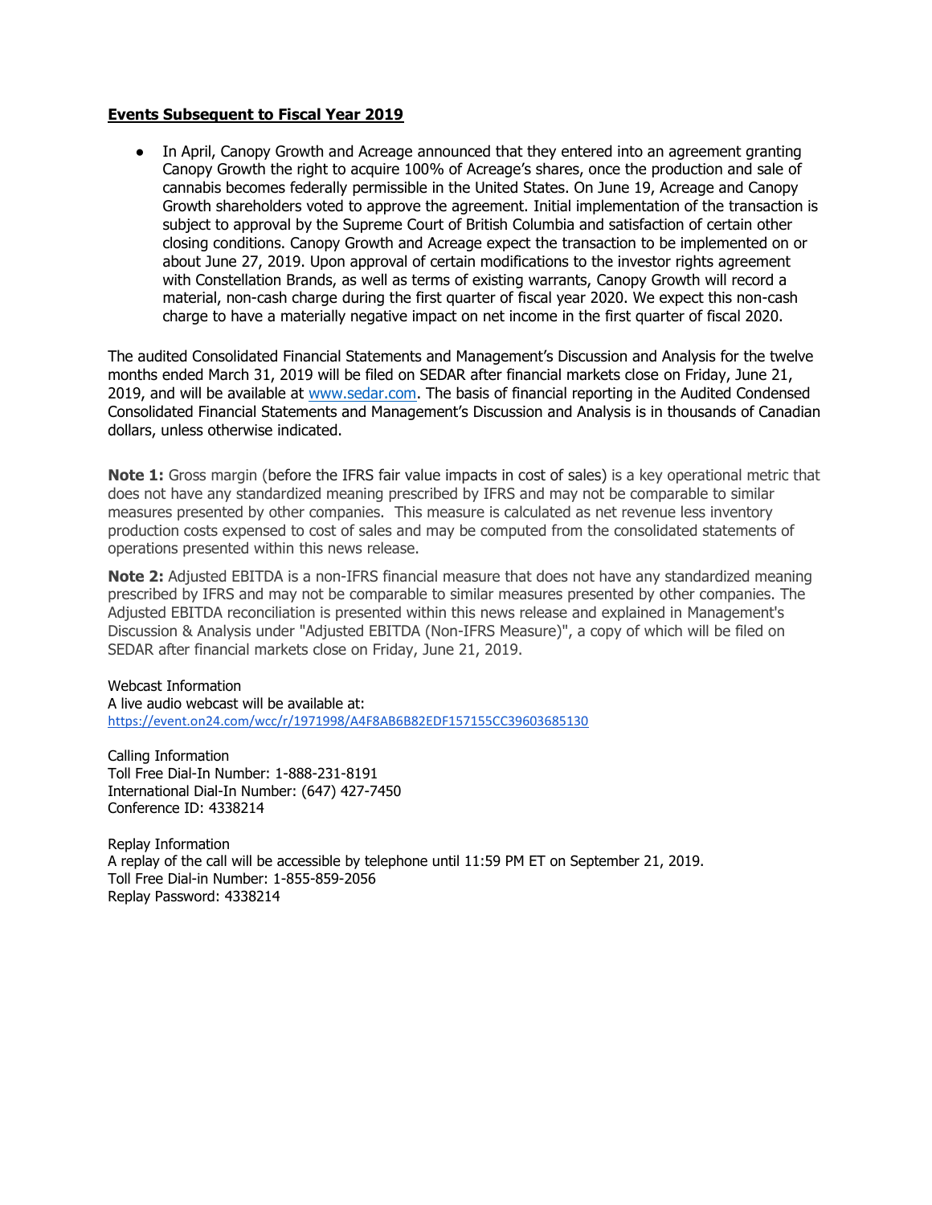## Events Subsequent to Fiscal Year 2019

- In April, Canopy Growth and Acreage announced that they entered into an agreement granting Canopy Growth the right to acquire 100% of Acreage's shares, once the production and sale of cannabis becomes federally permissible in the United States. On June 19, Acreage and Canopy Growth shareholders voted to approve the agreement. Initial implementation of the transaction is subject to approval by the Supreme Court of British Columbia and satisfaction of certain other closing conditions. Canopy Growth and Acreage expect the transaction to be implemented on or about June 27, 2019. Upon approval of certain modifications to the investor rights agreement with Constellation Brands, as well as terms of existing warrants, Canopy Growth will record a material, non-cash charge during the first quarter of fiscal year 2020. We expect this non-cash charge to have a materially negative impact on net income in the first quarter of fiscal 2020.

The audited Consolidated Financial Statements and Management's Discussion and Analysis for the twelve months ended March 31, 2019 will be filed on SEDAR after financial markets close on Friday, June 21, 2019, and will be available at [www.sedar.com](http://www.sedar.com). The basis of financial reporting in the Audited Condensed Consolidated Financial Statements and Management's Discussion and Analysis is in thousands of Canadian dollars, unless otherwise indicated.

**Note 1:** Gross margin (before the IFRS fair value impacts in cost of sales) is a key operational metric that does not have any standardized meaning prescribed by IFRS and may not be comparable to similar measures presented by other companies. This measure is calculated as net revenue less inventory production costs expensed to cost of sales and may be computed from the consolidated statements of operations presented within this news release.

**Note 2:** Adjusted EBITDA is a non-IFRS financial measure that does not have any standardized meaning prescribed by IFRS and may not be comparable to similar measures presented by other companies. The Adjusted EBITDA reconciliation is presented within this news release and explained in Management's Discussion & Analysis under "Adjusted EBITDA (Non-IFRS Measure)", a copy of which will be filed on SEDAR after financial markets close on Friday, June 21, 2019.

Webcast Information
A live audio webcast will be available at:
https://event.on24.com/wcc/r/1971998/A4F8AB6B82EDF157155CC39603685130

Calling Information
Toll Free Dial-In Number: 1-888-231-8191
International Dial-In Number: (647) 427-7450
Conference ID: 4338214

Replay Information
A replay of the call will be accessible by telephone until 11:59 PM ET on September 21, 2019.
Toll Free Dial-in Number: 1-855-859-2056
Replay Password: 4338214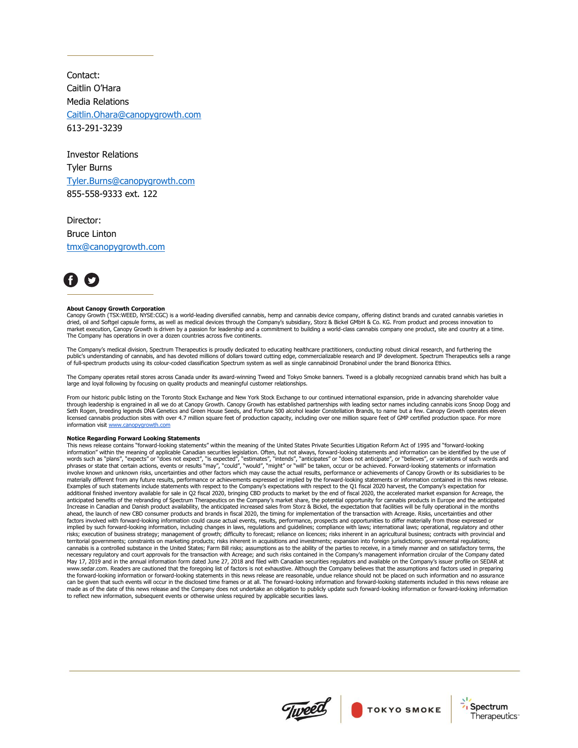Contact:
Caitlin O'Hara
Media Relations
Caitlin.Ohara@canopygrowth.com
613-291-3239

Investor Relations
Tyler Burns
Tyler.Burns@canopygrowth.com
855-558-9333 ext. 122

Director:
Bruce Linton
tmx@canopygrowth.com

**About Canopy Growth Corporation**
Canopy Growth (TSX:WEED, NYSE:CGC) is a world-leading diversified cannabis, hemp and cannabis device company, offering distinct brands and curated cannabis varieties in dried, oil and Softgel capsule forms, as well as medical devices through the Company's subsidiary, Storz & Bickel GMbH & Co. KG. From product and process innovation to market execution, Canopy Growth is driven by a passion for leadership and a commitment to building a world-class cannabis company one product, site and country at a time. The Company has operations in over a dozen countries across five continents.

The Company's medical division, Spectrum Therapeutics is proudly dedicated to educating healthcare practitioners, conducting robust clinical research, and furthering the public's understanding of cannabis, and has devoted millions of dollars toward cutting edge, commercializable research and IP development. Spectrum Therapeutics sells a range of full-spectrum products using its colour-coded classification Spectrum system as well as single cannabinoid Dronabinol under the brand Bionorica Ethics.

The Company operates retail stores across Canada under its award-winning Tweed and Tokyo Smoke banners. Tweed is a globally recognized cannabis brand which has built a large and loyal following by focusing on quality products and meaningful customer relationships.

From our historic public listing on the Toronto Stock Exchange and New York Stock Exchange to our continued international expansion, pride in advancing shareholder value through leadership is engrained in all we do at Canopy Growth. Canopy Growth has established partnerships with leading sector names including cannabis icons Snoop Dogg and Seth Rogen, breeding legends DNA Genetics and Green House Seeds, and Fortune 500 alcohol leader Constellation Brands, to name but a few. Canopy Growth operates eleven licensed cannabis production sites with over 4.7 million square feet of production capacity, including over one million square feet of GMP certified production space. For more information visit www.canopygrowth.com

**Notice Regarding Forward Looking Statements**
This news release contains "forward-looking statements" within the meaning of the United States Private Securities Litigation Reform Act of 1995 and "forward-looking information" within the meaning of applicable Canadian securities legislation. Often, but not always, forward-looking statements and information can be identified by the use of words such as "plans", "expects" or "does not expect", "is expected", "estimates", "intends", "anticipates" or "does not anticipate", or "believes", or variations of such words and phrases or state that certain actions, events or results "may", "could", "would", "might" or "will" be taken, occur or be achieved. Forward-looking statements or information involve known and unknown risks, uncertainties and other factors which may cause the actual results, performance or achievements of Canopy Growth or its subsidiaries to be materially different from any future results, performance or achievements expressed or implied by the forward-looking statements or information contained in this news release. Examples of such statements include statements with respect to the Company's expectations with respect to the Q1 fiscal 2020 harvest, the Company's expectation for additional finished inventory available for sale in Q2 fiscal 2020, bringing CBD products to market by the end of fiscal 2020, the accelerated market expansion for Acreage, the anticipated benefits of the rebranding of Spectrum Therapeutics on the Company's market share, the potential opportunity for cannabis products in Europe and the anticipated Increase in Canadian and Danish product availability, the anticipated increased sales from Storz & Bickel, the expectation that facilities will be fully operational in the months ahead, the launch of new CBD consumer products and brands in fiscal 2020, the timing for implementation of the transaction with Acreage. Risks, uncertainties and other factors involved with forward-looking information could cause actual events, results, performance, prospects and opportunities to differ materially from those expressed or implied by such forward-looking information, including changes in laws, regulations and guidelines; compliance with laws; international laws; operational, regulatory and other risks; execution of business strategy; management of growth; difficulty to forecast; reliance on licences; risks inherent in an agricultural business; contracts with provincial and territorial governments; constraints on marketing products; risks inherent in acquisitions and investments; expansion into foreign jurisdictions; governmental regulations; cannabis is a controlled substance in the United States; Farm Bill risks; assumptions as to the ability of the parties to receive, in a timely manner and on satisfactory terms, the necessary regulatory and court approvals for the transaction with Acreage; and such risks contained in the Company's management information circular of the Company dated May 17, 2019 and in the annual information form dated June 27, 2018 and filed with Canadian securities regulators and available on the Company's issuer profile on SEDAR at www.sedar.com. Readers are cautioned that the foregoing list of factors is not exhaustive. Although the Company believes that the assumptions and factors used in preparing the forward-looking information or forward-looking statements in this news release are reasonable, undue reliance should not be placed on such information and no assurance can be given that such events will occur in the disclosed time frames or at all. The forward-looking information and forward-looking statements included in this news release are made as of the date of this news release and the Company does not undertake an obligation to publicly update such forward-looking information or forward-looking information to reflect new information, subsequent events or otherwise unless required by applicable securities laws.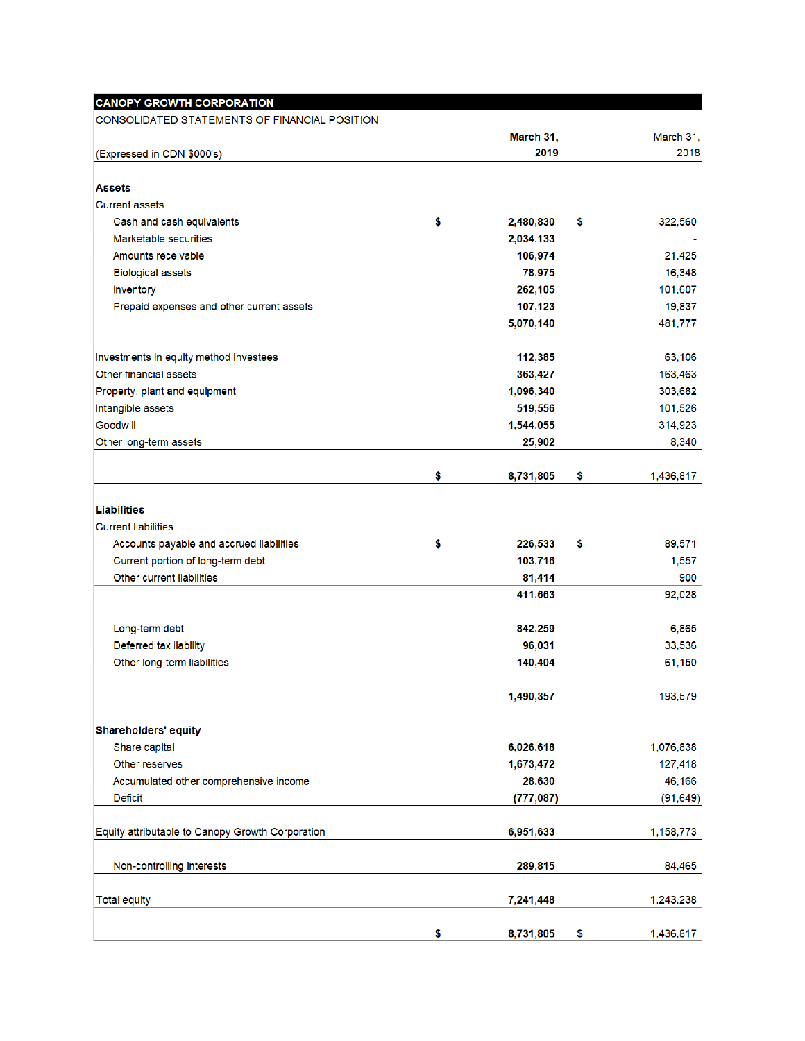**CANOPY GROWTH CORPORATION**

CONSOLIDATED STATEMENTS OF FINANCIAL POSITION

| (Expressed in CDN $000's) | March 31, 2019 | March 31, 2018 |
|---|---|---|
| **Assets** | | |
| Current assets | | |
| Cash and cash equivalents | $ 2,480,830 | $ 322,560 |
| Marketable securities | 2,034,133 | - |
| Amounts receivable | 106,974 | 21,425 |
| Biological assets | 78,975 | 16,348 |
| Inventory | 262,105 | 101,607 |
| Prepaid expenses and other current assets | 107,123 | 19,837 |
| | 5,070,140 | 481,777 |
| Investments in equity method investees | 112,385 | 63,106 |
| Other financial assets | 363,427 | 163,463 |
| Property, plant and equipment | 1,096,340 | 303,682 |
| Intangible assets | 519,556 | 101,526 |
| Goodwill | 1,544,055 | 314,923 |
| Other long-term assets | 25,902 | 8,340 |
| | $ 8,731,805 | $ 1,436,817 |
| **Liabilities** | | |
| Current liabilities | | |
| Accounts payable and accrued liabilities | $ 226,533 | $ 89,571 |
| Current portion of long-term debt | 103,716 | 1,557 |
| Other current liabilities | 81,414 | 900 |
| | 411,663 | 92,028 |
| Long-term debt | 842,259 | 6,865 |
| Deferred tax liability | 96,031 | 33,536 |
| Other long-term liabilities | 140,404 | 61,150 |
| | 1,490,357 | 193,579 |
| **Shareholders' equity** | | |
| Share capital | 6,026,618 | 1,076,838 |
| Other reserves | 1,673,472 | 127,418 |
| Accumulated other comprehensive income | 28,630 | 46,166 |
| Deficit | (777,087) | (91,649) |
| Equity attributable to Canopy Growth Corporation | 6,951,633 | 1,158,773 |
| Non-controlling interests | 289,815 | 84,465 |
| Total equity | 7,241,448 | 1,243,238 |
| | $ 8,731,805 | $ 1,436,817 |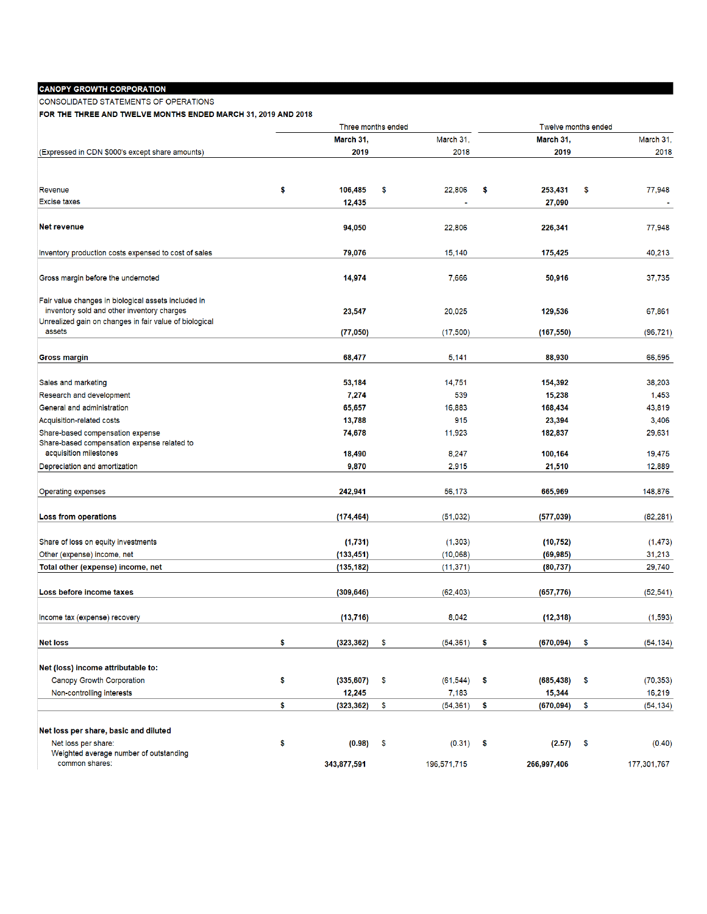**CANOPY GROWTH CORPORATION**

CONSOLIDATED STATEMENTS OF OPERATIONS

**FOR THE THREE AND TWELVE MONTHS ENDED MARCH 31, 2019 AND 2018**

| (Expressed in CDN $000's except share amounts) | Three months ended March 31, 2019 | Three months ended March 31, 2018 | Twelve months ended March 31, 2019 | Twelve months ended March 31, 2018 |
|---|---|---|---|---|
| Revenue | $ 106,485 | $ 22,806 | $ 253,431 | $ 77,948 |
| Excise taxes | 12,435 | - | 27,090 | - |
| **Net revenue** | 94,050 | 22,806 | 226,341 | 77,948 |
| Inventory production costs expensed to cost of sales | 79,076 | 15,140 | 175,425 | 40,213 |
| Gross margin before the undernoted | 14,974 | 7,666 | 50,916 | 37,735 |
| Fair value changes in biological assets included in inventory sold and other inventory charges | 23,547 | 20,025 | 129,536 | 67,861 |
| Unrealized gain on changes in fair value of biological assets | (77,050) | (17,500) | (167,550) | (96,721) |
| **Gross margin** | 68,477 | 5,141 | 88,930 | 66,595 |
| Sales and marketing | 53,184 | 14,751 | 154,392 | 38,203 |
| Research and development | 7,274 | 539 | 15,238 | 1,453 |
| General and administration | 65,657 | 16,883 | 168,434 | 43,819 |
| Acquisition-related costs | 13,788 | 915 | 23,394 | 3,406 |
| Share-based compensation expense | 74,678 | 11,923 | 182,837 | 29,631 |
| Share-based compensation expense related to acquisition milestones | 18,490 | 8,247 | 100,164 | 19,475 |
| Depreciation and amortization | 9,870 | 2,915 | 21,510 | 12,889 |
| Operating expenses | 242,941 | 56,173 | 665,969 | 148,876 |
| **Loss from operations** | (174,464) | (51,032) | (577,039) | (82,281) |
| Share of loss on equity investments | (1,731) | (1,303) | (10,752) | (1,473) |
| Other (expense) income, net | (133,451) | (10,068) | (69,985) | 31,213 |
| **Total other (expense) income, net** | (135,182) | (11,371) | (80,737) | 29,740 |
| **Loss before income taxes** | (309,646) | (62,403) | (657,776) | (52,541) |
| Income tax (expense) recovery | (13,716) | 8,042 | (12,318) | (1,593) |
| **Net loss** | $ (323,362) | $ (54,361) | $ (670,094) | $ (54,134) |
| **Net (loss) income attributable to:** | | | | |
| Canopy Growth Corporation | $ (335,607) | $ (61,544) | $ (685,438) | $ (70,353) |
| Non-controlling interests | 12,245 | 7,183 | 15,344 | 16,219 |
| | $ (323,362) | $ (54,361) | $ (670,094) | $ (54,134) |
| **Net loss per share, basic and diluted** | | | | |
| Net loss per share: | $ (0.98) | $ (0.31) | $ (2.57) | $ (0.40) |
| Weighted average number of outstanding common shares: | 343,877,591 | 196,571,715 | 266,997,406 | 177,301,767 |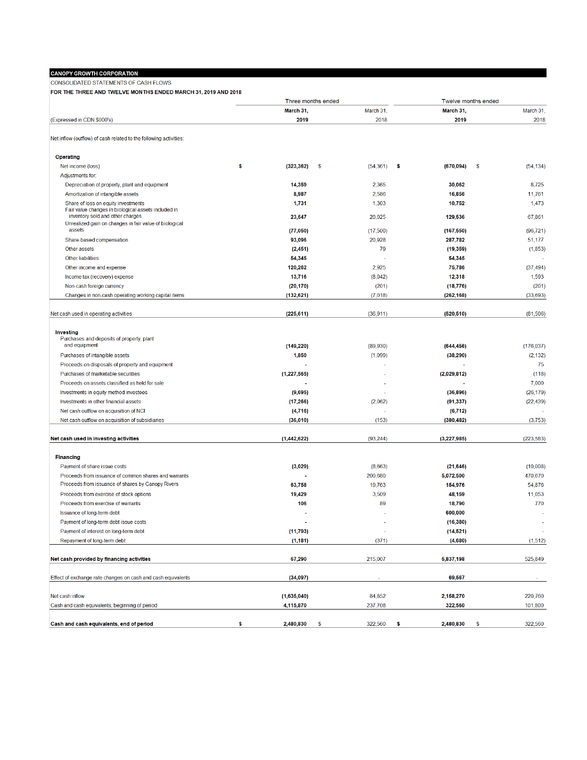**CANOPY GROWTH CORPORATION**

CONSOLIDATED STATEMENTS OF CASH FLOWS

**FOR THE THREE AND TWELVE MONTHS ENDED MARCH 31, 2019 AND 2018**

| (Expressed in CDN $000's) | Three months ended March 31, 2019 | Three months ended March 31, 2018 | Twelve months ended March 31, 2019 | Twelve months ended March 31, 2018 |
|---|---|---|---|---|
| Net inflow (outflow) of cash related to the following activities: | | | | |
| **Operating** | | | | |
| Net income (loss) | $ (323,362) | $ (54,361) | $ (670,094) | $ (54,134) |
| Adjustments for: | | | | |
| Depreciation of property, plant and equipment | 14,359 | 2,365 | 30,062 | 8,725 |
| Amortization of intangible assets | 8,987 | 2,586 | 16,856 | 11,761 |
| Share of loss on equity investments | 1,731 | 1,303 | 10,752 | 1,473 |
| Fair value changes in biological assets included in inventory sold and other charges | 23,547 | 20,025 | 129,536 | 67,861 |
| Unrealized gain on changes in fair value of biological assets | (77,050) | (17,500) | (167,550) | (96,721) |
| Share-based compensation | 93,096 | 20,928 | 287,782 | 51,177 |
| Other assets | (2,451) | 79 | (19,359) | (1,853) |
| Other liabilities | 54,345 | - | 54,345 | - |
| Other income and expense | 120,262 | 2,925 | 75,786 | (37,494) |
| Income tax (recovery) expense | 13,716 | (8,042) | 12,318 | 1,593 |
| Non-cash foreign currency | (20,170) | (201) | (18,776) | (201) |
| Changes in non-cash operating working capital items | (132,621) | (7,018) | (262,168) | (33,693) |
| Net cash used in operating activities | (225,611) | (36,911) | (520,510) | (81,506) |
| **Investing** | | | | |
| Purchases and deposits of property, plant and equipment | (149,220) | (89,930) | (644,456) | (176,037) |
| Purchases of intangible assets | 1,850 | (1,099) | (38,290) | (2,132) |
| Proceeds on disposals of property and equipment | - | - | - | 75 |
| Purchases of marketable securities | (1,227,565) | - | (2,029,812) | (118) |
| Proceeds on assets classified as held for sale | - | - | - | 7,000 |
| Investments in equity method investees | (9,695) | - | (36,896) | (26,179) |
| Investments in other financial assets | (17,266) | (2,062) | (91,337) | (22,439) |
| Net cash outflow on acquisition of NCI | (4,716) | - | (6,712) | - |
| Net cash outflow on acquisition of subsidiaries | (36,010) | (153) | (380,482) | (3,753) |
| **Net cash used in investing activities** | (1,442,622) | (93,244) | (3,227,985) | (223,583) |
| **Financing** | | | | |
| Payment of share issue costs | (3,029) | (8,663) | (21,646) | (10,008) |
| Proceeds from issuance of common shares and warrants | - | 200,680 | 5,072,500 | 470,670 |
| Proceeds from issuance of shares by Canopy Rivers | 63,758 | 19,763 | 154,976 | 54,876 |
| Proceeds from exercise of stock options | 19,429 | 3,509 | 48,159 | 11,053 |
| Proceeds from exercise of warrants | 106 | 89 | 18,790 | 770 |
| Issuance of long-term debt | - | - | 600,000 | - |
| Payment of long-term debt issue costs | - | - | (16,380) | - |
| Payment of interest on long-term debt | (11,793) | - | (14,521) | - |
| Repayment of long-term debt | (1,181) | (371) | (4,680) | (1,512) |
| **Net cash provided by financing activities** | 67,290 | 215,007 | 5,837,198 | 525,849 |
| Effect of exchange rate changes on cash and cash equivalents | (34,097) | - | 69,567 | - |
| Net cash inflow | (1,635,040) | 84,852 | 2,158,270 | 220,760 |
| Cash and cash equivalents, beginning of period | 4,115,870 | 237,708 | 322,560 | 101,800 |
| **Cash and cash equivalents, end of period** | $ 2,480,830 | $ 322,560 | $ 2,480,830 | $ 322,560 |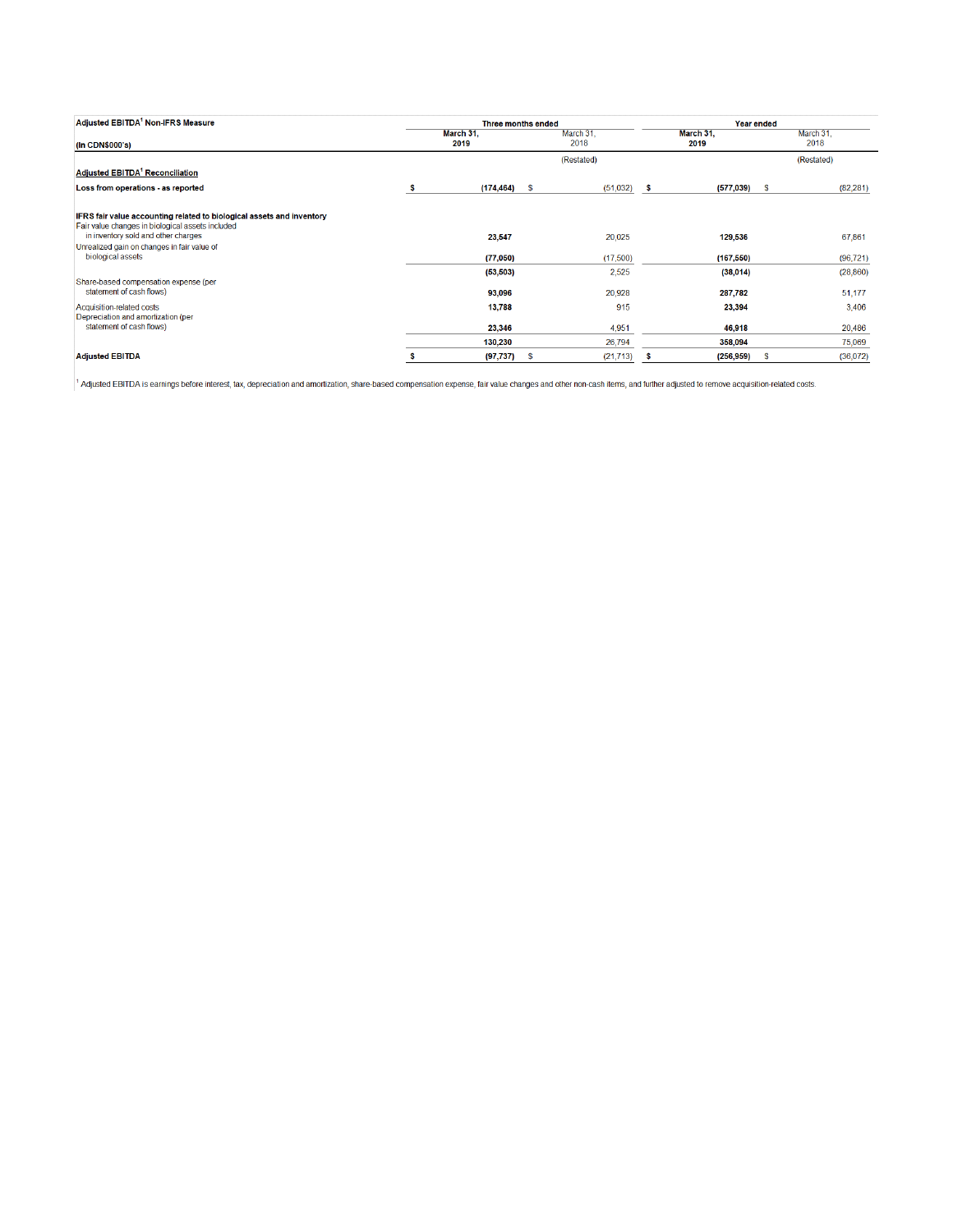| Adjusted EBITDA[1] Non-IFRS Measure | Three months ended | | Year ended | |
|---|---|---|---|---|
| (In CDN$000's) | March 31, 2019 | March 31, 2018 | March 31, 2019 | March 31, 2018 |
| | | (Restated) | | (Restated) |
| Adjusted EBITDA[1] Reconciliation | | | | |
| **Loss from operations - as reported** | $ (174,464) | $ (51,032) | $ (577,039) | $ (82,281) |
| **IFRS fair value accounting related to biological assets and inventory** | | | | |
| Fair value changes in biological assets included in inventory sold and other charges | 23,547 | 20,025 | 129,536 | 67,861 |
| Unrealized gain on changes in fair value of biological assets | (77,050) | (17,500) | (167,550) | (96,721) |
| | (53,503) | 2,525 | (38,014) | (28,860) |
| Share-based compensation expense (per statement of cash flows) | 93,096 | 20,928 | 287,782 | 51,177 |
| Acquisition-related costs | 13,788 | 915 | 23,394 | 3,406 |
| Depreciation and amortization (per statement of cash flows) | 23,346 | 4,951 | 46,918 | 20,486 |
| | 130,230 | 26,794 | 358,094 | 75,069 |
| **Adjusted EBITDA** | $ (97,737) | $ (21,713) | $ (256,959) | $ (36,072) |

[1] Adjusted EBITDA is earnings before interest, tax, depreciation and amortization, share-based compensation expense, fair value changes and other non-cash items, and further adjusted to remove acquisition-related costs.